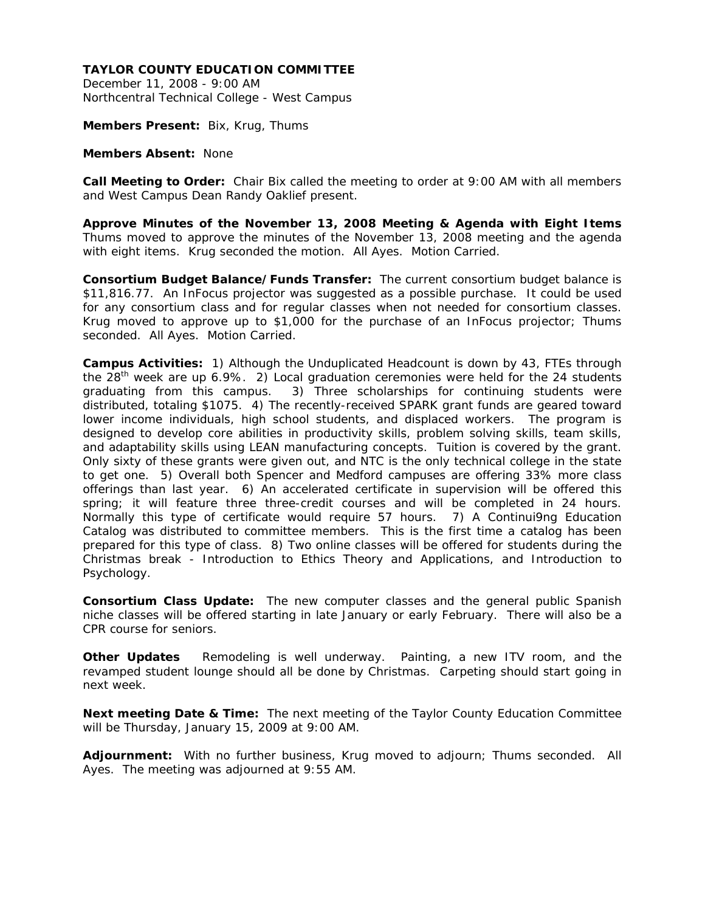**TAYLOR COUNTY EDUCATION COMMITTEE**
December 11, 2008 - 9:00 AM
Northcentral Technical College - West Campus

**Members Present:** Bix, Krug, Thums

**Members Absent:** None

**Call Meeting to Order:** Chair Bix called the meeting to order at 9:00 AM with all members and West Campus Dean Randy Oaklief present.

**Approve Minutes of the November 13, 2008 Meeting & Agenda with Eight Items** Thums moved to approve the minutes of the November 13, 2008 meeting and the agenda with eight items. Krug seconded the motion. All Ayes. Motion Carried.

**Consortium Budget Balance/Funds Transfer:** The current consortium budget balance is $11,816.77. An InFocus projector was suggested as a possible purchase. It could be used for any consortium class and for regular classes when not needed for consortium classes. Krug moved to approve up to $1,000 for the purchase of an InFocus projector; Thums seconded. All Ayes. Motion Carried.

**Campus Activities:** 1) Although the Unduplicated Headcount is down by 43, FTEs through the 28th week are up 6.9%. 2) Local graduation ceremonies were held for the 24 students graduating from this campus. 3) Three scholarships for continuing students were distributed, totaling $1075. 4) The recently-received SPARK grant funds are geared toward lower income individuals, high school students, and displaced workers. The program is designed to develop core abilities in productivity skills, problem solving skills, team skills, and adaptability skills using LEAN manufacturing concepts. Tuition is covered by the grant. Only sixty of these grants were given out, and NTC is the only technical college in the state to get one. 5) Overall both Spencer and Medford campuses are offering 33% more class offerings than last year. 6) An accelerated certificate in supervision will be offered this spring; it will feature three three-credit courses and will be completed in 24 hours. Normally this type of certificate would require 57 hours. 7) A Continui9ng Education Catalog was distributed to committee members. This is the first time a catalog has been prepared for this type of class. 8) Two online classes will be offered for students during the Christmas break - Introduction to Ethics Theory and Applications, and Introduction to Psychology.

**Consortium Class Update:** The new computer classes and the general public Spanish niche classes will be offered starting in late January or early February. There will also be a CPR course for seniors.

**Other Updates** Remodeling is well underway. Painting, a new ITV room, and the revamped student lounge should all be done by Christmas. Carpeting should start going in next week.

**Next meeting Date & Time:** The next meeting of the Taylor County Education Committee will be Thursday, January 15, 2009 at 9:00 AM.

**Adjournment:** With no further business, Krug moved to adjourn; Thums seconded. All Ayes. The meeting was adjourned at 9:55 AM.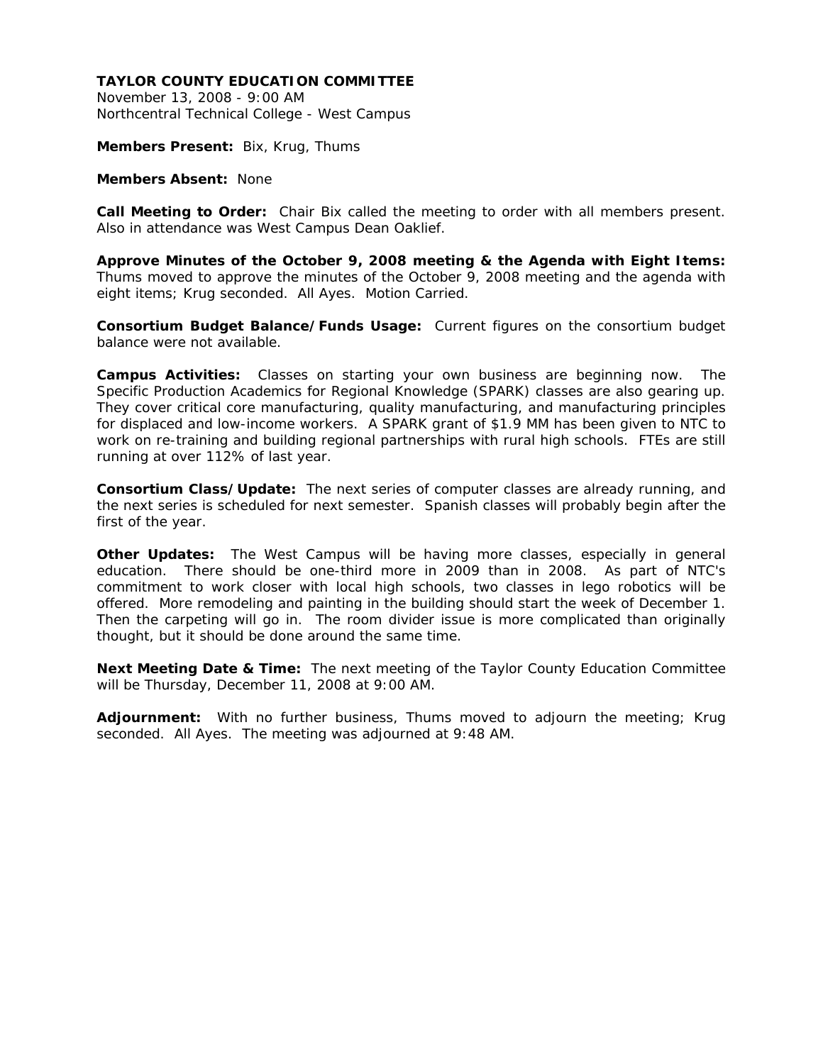**TAYLOR COUNTY EDUCATION COMMITTEE**
November 13, 2008 - 9:00 AM
Northcentral Technical College - West Campus

**Members Present:** Bix, Krug, Thums

**Members Absent:** None

**Call Meeting to Order:** Chair Bix called the meeting to order with all members present. Also in attendance was West Campus Dean Oaklief.

**Approve Minutes of the October 9, 2008 meeting & the Agenda with Eight Items:** Thums moved to approve the minutes of the October 9, 2008 meeting and the agenda with eight items; Krug seconded. All Ayes. Motion Carried.

**Consortium Budget Balance/Funds Usage:** Current figures on the consortium budget balance were not available.

**Campus Activities:** Classes on starting your own business are beginning now. The Specific Production Academics for Regional Knowledge (SPARK) classes are also gearing up. They cover critical core manufacturing, quality manufacturing, and manufacturing principles for displaced and low-income workers. A SPARK grant of $1.9 MM has been given to NTC to work on re-training and building regional partnerships with rural high schools. FTEs are still running at over 112% of last year.

**Consortium Class/Update:** The next series of computer classes are already running, and the next series is scheduled for next semester. Spanish classes will probably begin after the first of the year.

**Other Updates:** The West Campus will be having more classes, especially in general education. There should be one-third more in 2009 than in 2008. As part of NTC's commitment to work closer with local high schools, two classes in lego robotics will be offered. More remodeling and painting in the building should start the week of December 1. Then the carpeting will go in. The room divider issue is more complicated than originally thought, but it should be done around the same time.

**Next Meeting Date & Time:** The next meeting of the Taylor County Education Committee will be Thursday, December 11, 2008 at 9:00 AM.

**Adjournment:** With no further business, Thums moved to adjourn the meeting; Krug seconded. All Ayes. The meeting was adjourned at 9:48 AM.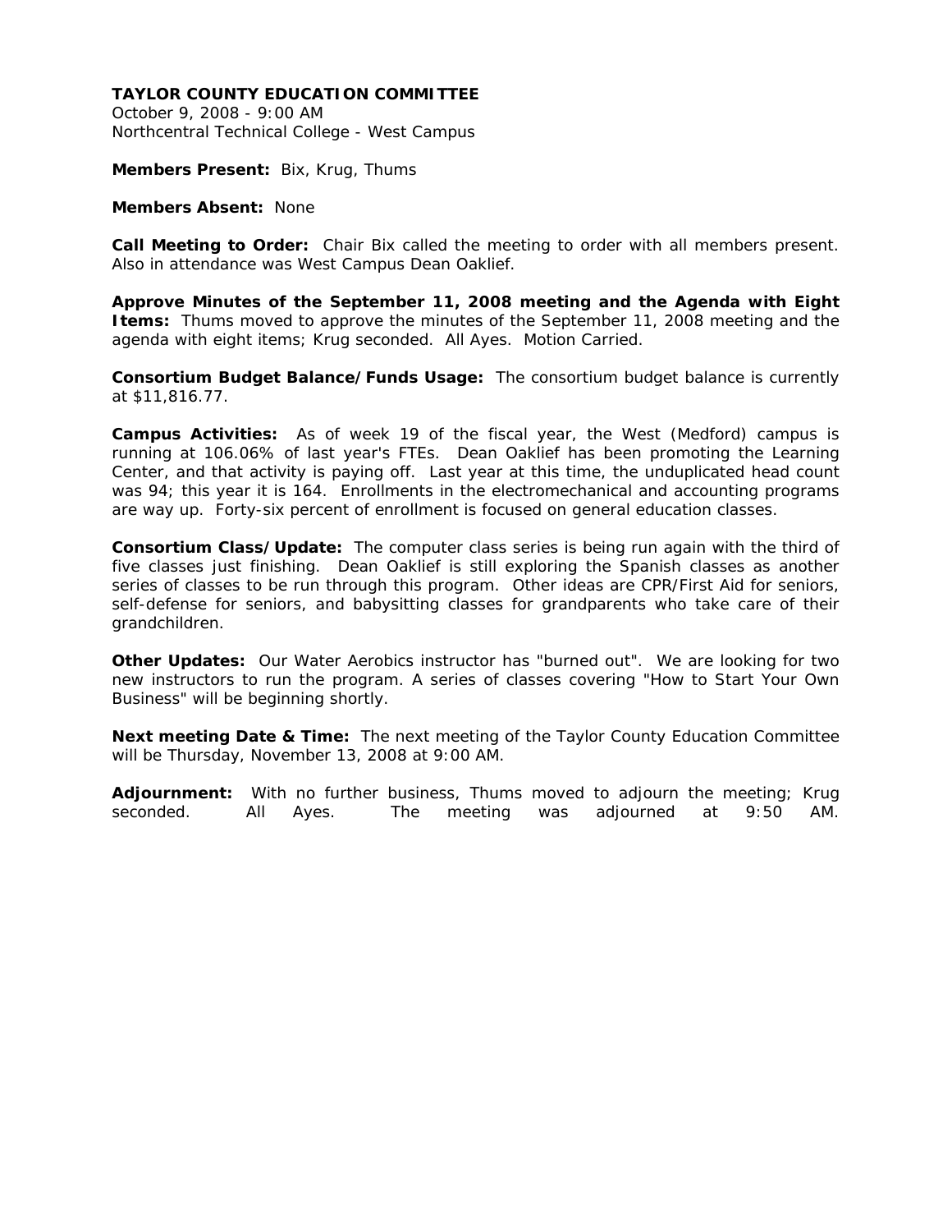**TAYLOR COUNTY EDUCATION COMMITTEE**
October 9, 2008 - 9:00 AM
Northcentral Technical College - West Campus

**Members Present:** Bix, Krug, Thums

**Members Absent:** None

**Call Meeting to Order:** Chair Bix called the meeting to order with all members present. Also in attendance was West Campus Dean Oaklief.

**Approve Minutes of the September 11, 2008 meeting and the Agenda with Eight Items:** Thums moved to approve the minutes of the September 11, 2008 meeting and the agenda with eight items; Krug seconded. All Ayes. Motion Carried.

**Consortium Budget Balance/Funds Usage:** The consortium budget balance is currently at $11,816.77.

**Campus Activities:** As of week 19 of the fiscal year, the West (Medford) campus is running at 106.06% of last year's FTEs. Dean Oaklief has been promoting the Learning Center, and that activity is paying off. Last year at this time, the unduplicated head count was 94; this year it is 164. Enrollments in the electromechanical and accounting programs are way up. Forty-six percent of enrollment is focused on general education classes.

**Consortium Class/Update:** The computer class series is being run again with the third of five classes just finishing. Dean Oaklief is still exploring the Spanish classes as another series of classes to be run through this program. Other ideas are CPR/First Aid for seniors, self-defense for seniors, and babysitting classes for grandparents who take care of their grandchildren.

**Other Updates:** Our Water Aerobics instructor has "burned out". We are looking for two new instructors to run the program. A series of classes covering "How to Start Your Own Business" will be beginning shortly.

**Next meeting Date & Time:** The next meeting of the Taylor County Education Committee will be Thursday, November 13, 2008 at 9:00 AM.

**Adjournment:** With no further business, Thums moved to adjourn the meeting; Krug seconded. All Ayes. The meeting was adjourned at 9:50 AM.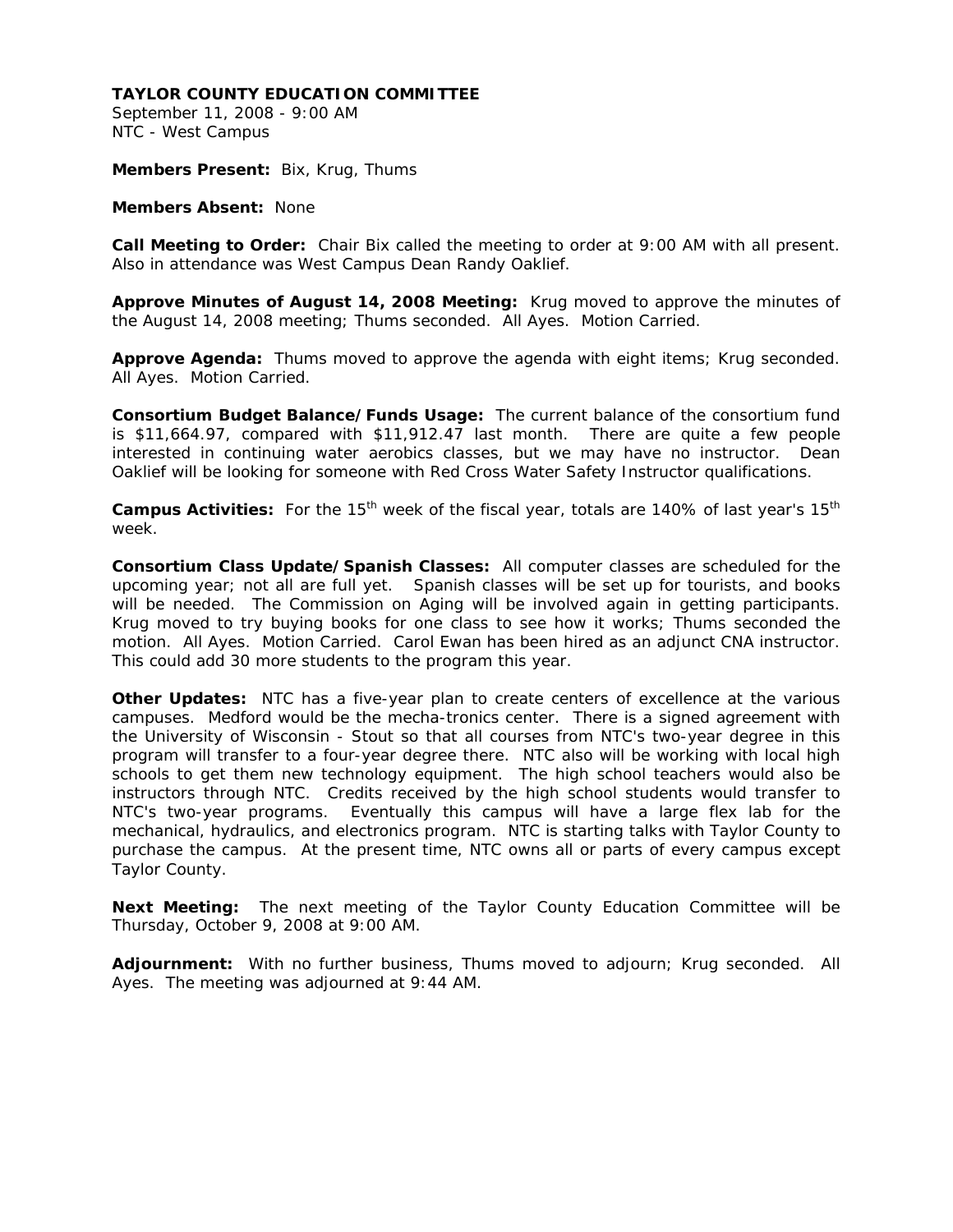**TAYLOR COUNTY EDUCATION COMMITTEE**
September 11, 2008 - 9:00 AM
NTC - West Campus

**Members Present:** Bix, Krug, Thums

**Members Absent:** None

**Call Meeting to Order:** Chair Bix called the meeting to order at 9:00 AM with all present. Also in attendance was West Campus Dean Randy Oaklief.

**Approve Minutes of August 14, 2008 Meeting:** Krug moved to approve the minutes of the August 14, 2008 meeting; Thums seconded. All Ayes. Motion Carried.

**Approve Agenda:** Thums moved to approve the agenda with eight items; Krug seconded. All Ayes. Motion Carried.

**Consortium Budget Balance/Funds Usage:** The current balance of the consortium fund is $11,664.97, compared with $11,912.47 last month. There are quite a few people interested in continuing water aerobics classes, but we may have no instructor. Dean Oaklief will be looking for someone with Red Cross Water Safety Instructor qualifications.

**Campus Activities:** For the 15th week of the fiscal year, totals are 140% of last year's 15th week.

**Consortium Class Update/Spanish Classes:** All computer classes are scheduled for the upcoming year; not all are full yet. Spanish classes will be set up for tourists, and books will be needed. The Commission on Aging will be involved again in getting participants. Krug moved to try buying books for one class to see how it works; Thums seconded the motion. All Ayes. Motion Carried. Carol Ewan has been hired as an adjunct CNA instructor. This could add 30 more students to the program this year.

**Other Updates:** NTC has a five-year plan to create centers of excellence at the various campuses. Medford would be the mecha-tronics center. There is a signed agreement with the University of Wisconsin - Stout so that all courses from NTC's two-year degree in this program will transfer to a four-year degree there. NTC also will be working with local high schools to get them new technology equipment. The high school teachers would also be instructors through NTC. Credits received by the high school students would transfer to NTC's two-year programs. Eventually this campus will have a large flex lab for the mechanical, hydraulics, and electronics program. NTC is starting talks with Taylor County to purchase the campus. At the present time, NTC owns all or parts of every campus except Taylor County.

**Next Meeting:** The next meeting of the Taylor County Education Committee will be Thursday, October 9, 2008 at 9:00 AM.

**Adjournment:** With no further business, Thums moved to adjourn; Krug seconded. All Ayes. The meeting was adjourned at 9:44 AM.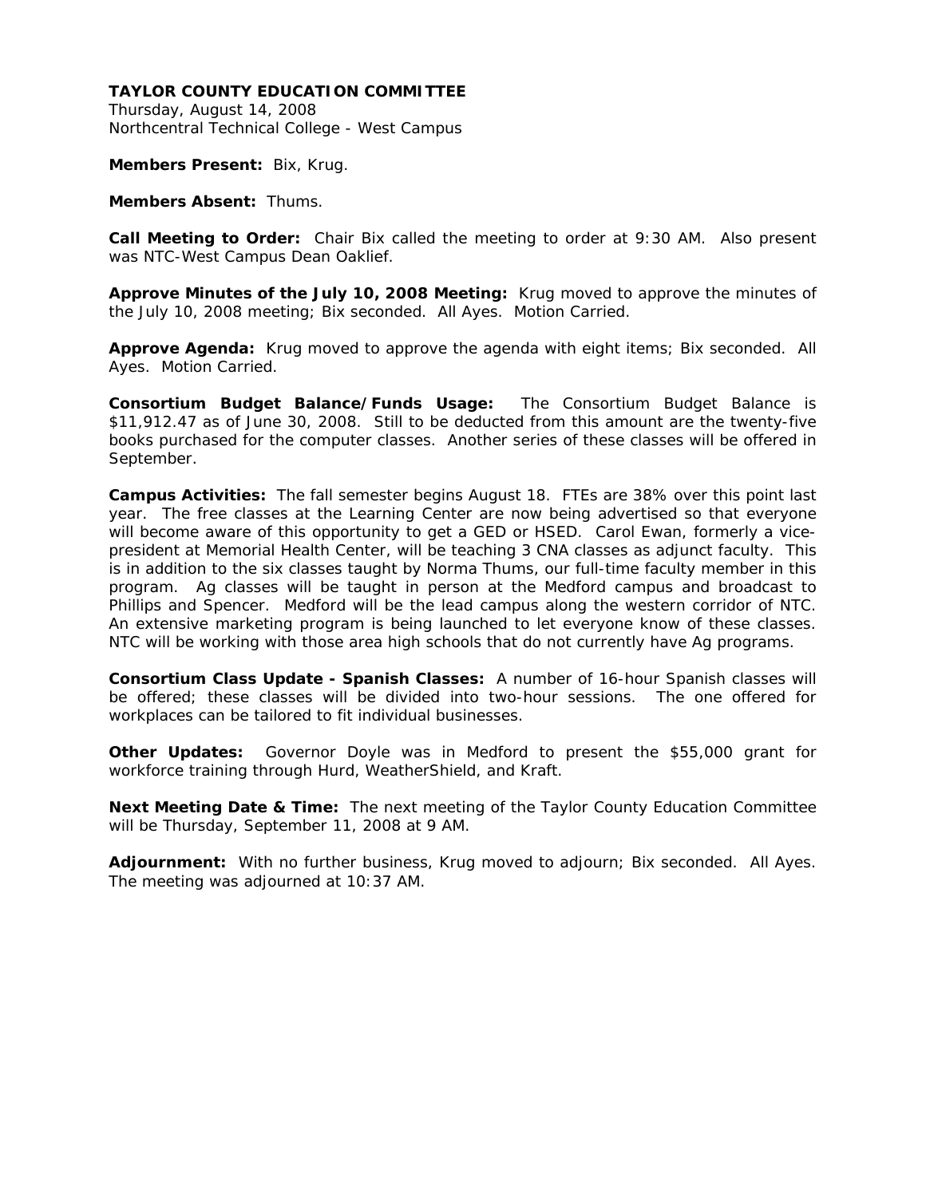**TAYLOR COUNTY EDUCATION COMMITTEE**
Thursday, August 14, 2008
Northcentral Technical College - West Campus

**Members Present:** Bix, Krug.

**Members Absent:** Thums.

**Call Meeting to Order:** Chair Bix called the meeting to order at 9:30 AM. Also present was NTC-West Campus Dean Oaklief.

**Approve Minutes of the July 10, 2008 Meeting:** Krug moved to approve the minutes of the July 10, 2008 meeting; Bix seconded. All Ayes. Motion Carried.

**Approve Agenda:** Krug moved to approve the agenda with eight items; Bix seconded. All Ayes. Motion Carried.

**Consortium Budget Balance/Funds Usage:** The Consortium Budget Balance is $11,912.47 as of June 30, 2008. Still to be deducted from this amount are the twenty-five books purchased for the computer classes. Another series of these classes will be offered in September.

**Campus Activities:** The fall semester begins August 18. FTEs are 38% over this point last year. The free classes at the Learning Center are now being advertised so that everyone will become aware of this opportunity to get a GED or HSED. Carol Ewan, formerly a vice-president at Memorial Health Center, will be teaching 3 CNA classes as adjunct faculty. This is in addition to the six classes taught by Norma Thums, our full-time faculty member in this program. Ag classes will be taught in person at the Medford campus and broadcast to Phillips and Spencer. Medford will be the lead campus along the western corridor of NTC. An extensive marketing program is being launched to let everyone know of these classes. NTC will be working with those area high schools that do not currently have Ag programs.

**Consortium Class Update - Spanish Classes:** A number of 16-hour Spanish classes will be offered; these classes will be divided into two-hour sessions. The one offered for workplaces can be tailored to fit individual businesses.

**Other Updates:** Governor Doyle was in Medford to present the $55,000 grant for workforce training through Hurd, WeatherShield, and Kraft.

**Next Meeting Date & Time:** The next meeting of the Taylor County Education Committee will be Thursday, September 11, 2008 at 9 AM.

**Adjournment:** With no further business, Krug moved to adjourn; Bix seconded. All Ayes. The meeting was adjourned at 10:37 AM.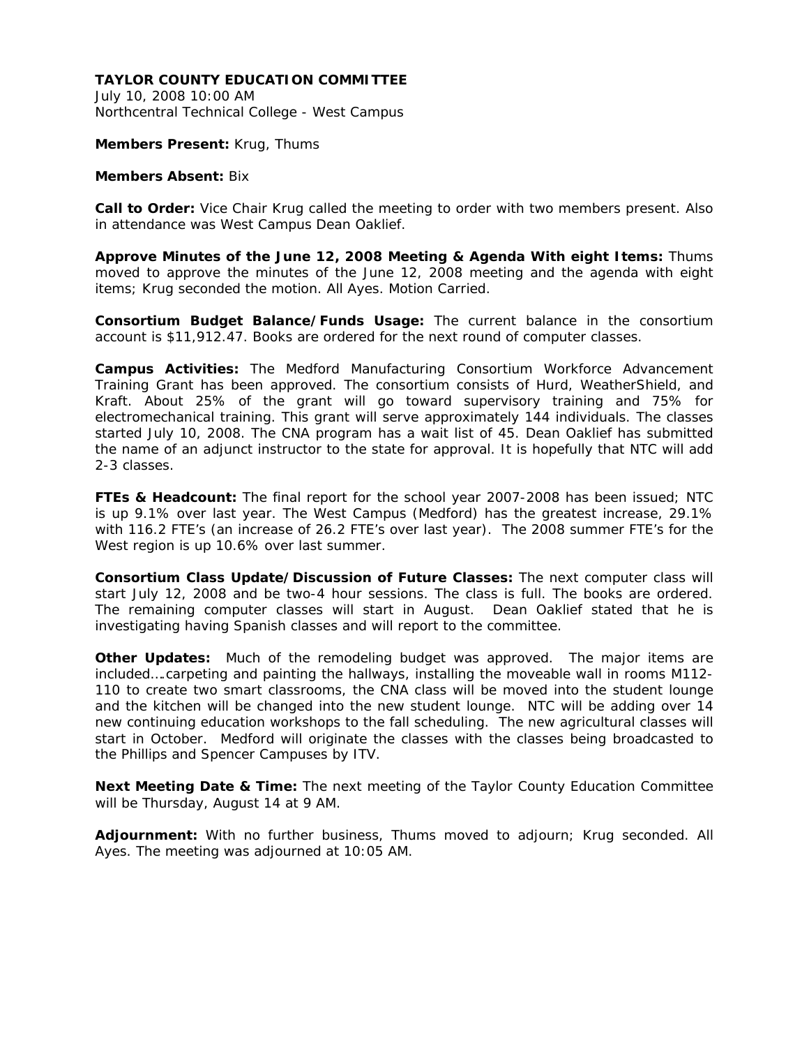**TAYLOR COUNTY EDUCATION COMMITTEE**
July 10, 2008 10:00 AM
Northcentral Technical College - West Campus

**Members Present:** Krug, Thums

**Members Absent:** Bix

**Call to Order:** Vice Chair Krug called the meeting to order with two members present. Also in attendance was West Campus Dean Oaklief.

**Approve Minutes of the June 12, 2008 Meeting & Agenda With eight Items:** Thums moved to approve the minutes of the June 12, 2008 meeting and the agenda with eight items; Krug seconded the motion. All Ayes. Motion Carried.

**Consortium Budget Balance/Funds Usage:** The current balance in the consortium account is $11,912.47. Books are ordered for the next round of computer classes.

**Campus Activities:** The Medford Manufacturing Consortium Workforce Advancement Training Grant has been approved. The consortium consists of Hurd, WeatherShield, and Kraft. About 25% of the grant will go toward supervisory training and 75% for electromechanical training. This grant will serve approximately 144 individuals. The classes started July 10, 2008. The CNA program has a wait list of 45. Dean Oaklief has submitted the name of an adjunct instructor to the state for approval. It is hopefully that NTC will add 2-3 classes.

**FTEs & Headcount:** The final report for the school year 2007-2008 has been issued; NTC is up 9.1% over last year. The West Campus (Medford) has the greatest increase, 29.1% with 116.2 FTE's (an increase of 26.2 FTE's over last year). The 2008 summer FTE's for the West region is up 10.6% over last summer.

**Consortium Class Update/Discussion of Future Classes:** The next computer class will start July 12, 2008 and be two-4 hour sessions. The class is full. The books are ordered. The remaining computer classes will start in August. Dean Oaklief stated that he is investigating having Spanish classes and will report to the committee.

**Other Updates:** Much of the remodeling budget was approved. The major items are included….carpeting and painting the hallways, installing the moveable wall in rooms M112-110 to create two smart classrooms, the CNA class will be moved into the student lounge and the kitchen will be changed into the new student lounge. NTC will be adding over 14 new continuing education workshops to the fall scheduling. The new agricultural classes will start in October. Medford will originate the classes with the classes being broadcasted to the Phillips and Spencer Campuses by ITV.

**Next Meeting Date & Time:** The next meeting of the Taylor County Education Committee will be Thursday, August 14 at 9 AM.

**Adjournment:** With no further business, Thums moved to adjourn; Krug seconded. All Ayes. The meeting was adjourned at 10:05 AM.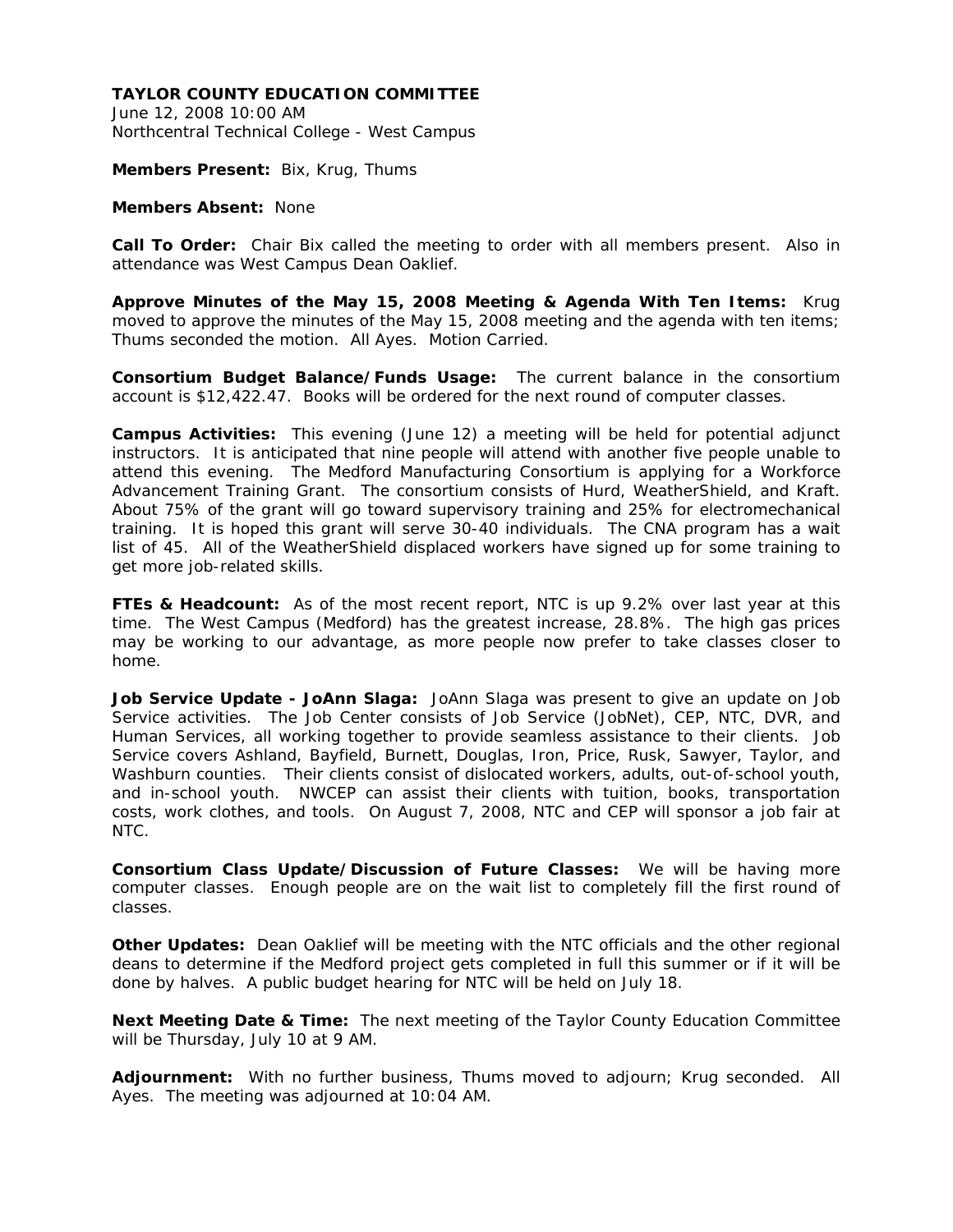**TAYLOR COUNTY EDUCATION COMMITTEE**
June 12, 2008 10:00 AM
Northcentral Technical College - West Campus

**Members Present:** Bix, Krug, Thums

**Members Absent:** None

**Call To Order:** Chair Bix called the meeting to order with all members present. Also in attendance was West Campus Dean Oaklief.

**Approve Minutes of the May 15, 2008 Meeting & Agenda With Ten Items:** Krug moved to approve the minutes of the May 15, 2008 meeting and the agenda with ten items; Thums seconded the motion. All Ayes. Motion Carried.

**Consortium Budget Balance/Funds Usage:** The current balance in the consortium account is $12,422.47. Books will be ordered for the next round of computer classes.

**Campus Activities:** This evening (June 12) a meeting will be held for potential adjunct instructors. It is anticipated that nine people will attend with another five people unable to attend this evening. The Medford Manufacturing Consortium is applying for a Workforce Advancement Training Grant. The consortium consists of Hurd, WeatherShield, and Kraft. About 75% of the grant will go toward supervisory training and 25% for electromechanical training. It is hoped this grant will serve 30-40 individuals. The CNA program has a wait list of 45. All of the WeatherShield displaced workers have signed up for some training to get more job-related skills.

**FTEs & Headcount:** As of the most recent report, NTC is up 9.2% over last year at this time. The West Campus (Medford) has the greatest increase, 28.8%. The high gas prices may be working to our advantage, as more people now prefer to take classes closer to home.

**Job Service Update - JoAnn Slaga:** JoAnn Slaga was present to give an update on Job Service activities. The Job Center consists of Job Service (JobNet), CEP, NTC, DVR, and Human Services, all working together to provide seamless assistance to their clients. Job Service covers Ashland, Bayfield, Burnett, Douglas, Iron, Price, Rusk, Sawyer, Taylor, and Washburn counties. Their clients consist of dislocated workers, adults, out-of-school youth, and in-school youth. NWCEP can assist their clients with tuition, books, transportation costs, work clothes, and tools. On August 7, 2008, NTC and CEP will sponsor a job fair at NTC.

**Consortium Class Update/Discussion of Future Classes:** We will be having more computer classes. Enough people are on the wait list to completely fill the first round of classes.

**Other Updates:** Dean Oaklief will be meeting with the NTC officials and the other regional deans to determine if the Medford project gets completed in full this summer or if it will be done by halves. A public budget hearing for NTC will be held on July 18.

**Next Meeting Date & Time:** The next meeting of the Taylor County Education Committee will be Thursday, July 10 at 9 AM.

**Adjournment:** With no further business, Thums moved to adjourn; Krug seconded. All Ayes. The meeting was adjourned at 10:04 AM.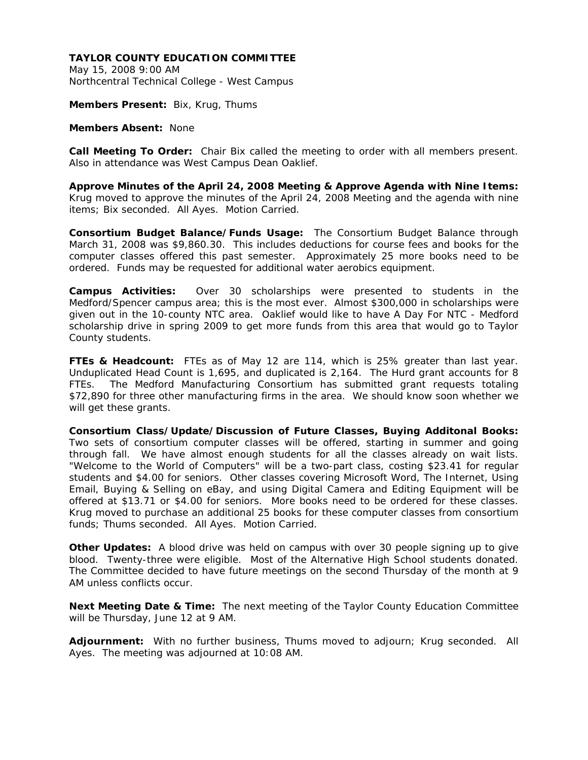**TAYLOR COUNTY EDUCATION COMMITTEE**
May 15, 2008 9:00 AM
Northcentral Technical College - West Campus

**Members Present:** Bix, Krug, Thums

**Members Absent:** None

**Call Meeting To Order:** Chair Bix called the meeting to order with all members present. Also in attendance was West Campus Dean Oaklief.

**Approve Minutes of the April 24, 2008 Meeting & Approve Agenda with Nine Items:** Krug moved to approve the minutes of the April 24, 2008 Meeting and the agenda with nine items; Bix seconded. All Ayes. Motion Carried.

**Consortium Budget Balance/Funds Usage:** The Consortium Budget Balance through March 31, 2008 was $9,860.30. This includes deductions for course fees and books for the computer classes offered this past semester. Approximately 25 more books need to be ordered. Funds may be requested for additional water aerobics equipment.

**Campus Activities:** Over 30 scholarships were presented to students in the Medford/Spencer campus area; this is the most ever. Almost $300,000 in scholarships were given out in the 10-county NTC area. Oaklief would like to have A Day For NTC - Medford scholarship drive in spring 2009 to get more funds from this area that would go to Taylor County students.

**FTEs & Headcount:** FTEs as of May 12 are 114, which is 25% greater than last year. Unduplicated Head Count is 1,695, and duplicated is 2,164. The Hurd grant accounts for 8 FTEs. The Medford Manufacturing Consortium has submitted grant requests totaling $72,890 for three other manufacturing firms in the area. We should know soon whether we will get these grants.

**Consortium Class/Update/Discussion of Future Classes, Buying Additonal Books:** Two sets of consortium computer classes will be offered, starting in summer and going through fall. We have almost enough students for all the classes already on wait lists. "Welcome to the World of Computers" will be a two-part class, costing $23.41 for regular students and $4.00 for seniors. Other classes covering Microsoft Word, The Internet, Using Email, Buying & Selling on eBay, and using Digital Camera and Editing Equipment will be offered at $13.71 or $4.00 for seniors. More books need to be ordered for these classes. Krug moved to purchase an additional 25 books for these computer classes from consortium funds; Thums seconded. All Ayes. Motion Carried.

**Other Updates:** A blood drive was held on campus with over 30 people signing up to give blood. Twenty-three were eligible. Most of the Alternative High School students donated. The Committee decided to have future meetings on the second Thursday of the month at 9 AM unless conflicts occur.

**Next Meeting Date & Time:** The next meeting of the Taylor County Education Committee will be Thursday, June 12 at 9 AM.

**Adjournment:** With no further business, Thums moved to adjourn; Krug seconded. All Ayes. The meeting was adjourned at 10:08 AM.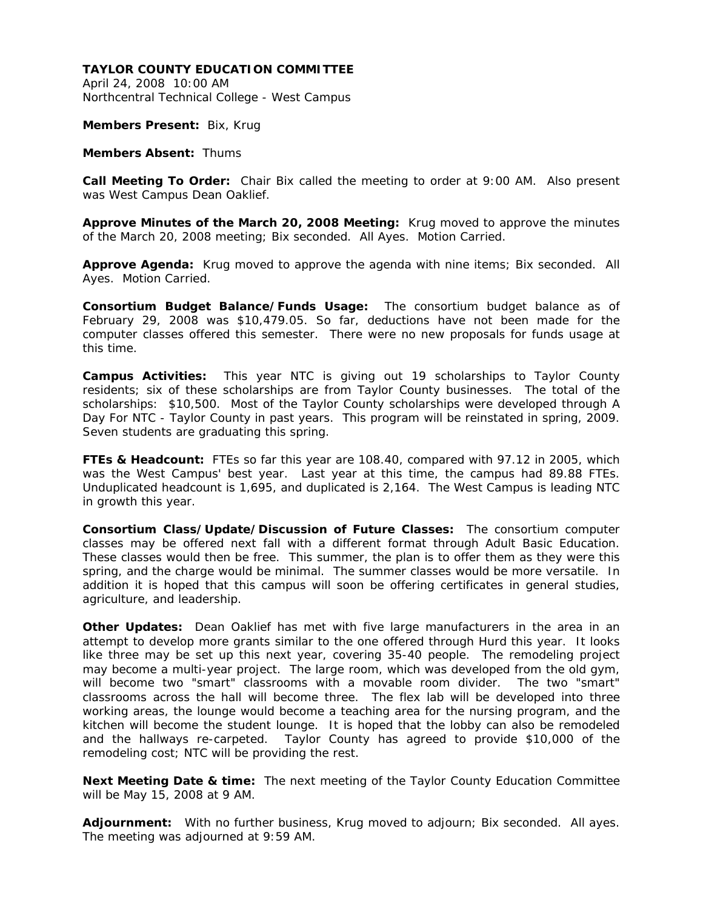**TAYLOR COUNTY EDUCATION COMMITTEE**
April 24, 2008 10:00 AM
Northcentral Technical College - West Campus

**Members Present:** Bix, Krug

**Members Absent:** Thums

**Call Meeting To Order:** Chair Bix called the meeting to order at 9:00 AM. Also present was West Campus Dean Oaklief.

**Approve Minutes of the March 20, 2008 Meeting:** Krug moved to approve the minutes of the March 20, 2008 meeting; Bix seconded. All Ayes. Motion Carried.

**Approve Agenda:** Krug moved to approve the agenda with nine items; Bix seconded. All Ayes. Motion Carried.

**Consortium Budget Balance/Funds Usage:** The consortium budget balance as of February 29, 2008 was $10,479.05. So far, deductions have not been made for the computer classes offered this semester. There were no new proposals for funds usage at this time.

**Campus Activities:** This year NTC is giving out 19 scholarships to Taylor County residents; six of these scholarships are from Taylor County businesses. The total of the scholarships: $10,500. Most of the Taylor County scholarships were developed through A Day For NTC - Taylor County in past years. This program will be reinstated in spring, 2009. Seven students are graduating this spring.

**FTEs & Headcount:** FTEs so far this year are 108.40, compared with 97.12 in 2005, which was the West Campus' best year. Last year at this time, the campus had 89.88 FTEs. Unduplicated headcount is 1,695, and duplicated is 2,164. The West Campus is leading NTC in growth this year.

**Consortium Class/Update/Discussion of Future Classes:** The consortium computer classes may be offered next fall with a different format through Adult Basic Education. These classes would then be free. This summer, the plan is to offer them as they were this spring, and the charge would be minimal. The summer classes would be more versatile. In addition it is hoped that this campus will soon be offering certificates in general studies, agriculture, and leadership.

**Other Updates:** Dean Oaklief has met with five large manufacturers in the area in an attempt to develop more grants similar to the one offered through Hurd this year. It looks like three may be set up this next year, covering 35-40 people. The remodeling project may become a multi-year project. The large room, which was developed from the old gym, will become two "smart" classrooms with a movable room divider. The two "smart" classrooms across the hall will become three. The flex lab will be developed into three working areas, the lounge would become a teaching area for the nursing program, and the kitchen will become the student lounge. It is hoped that the lobby can also be remodeled and the hallways re-carpeted. Taylor County has agreed to provide $10,000 of the remodeling cost; NTC will be providing the rest.

**Next Meeting Date & time:** The next meeting of the Taylor County Education Committee will be May 15, 2008 at 9 AM.

**Adjournment:** With no further business, Krug moved to adjourn; Bix seconded. All ayes. The meeting was adjourned at 9:59 AM.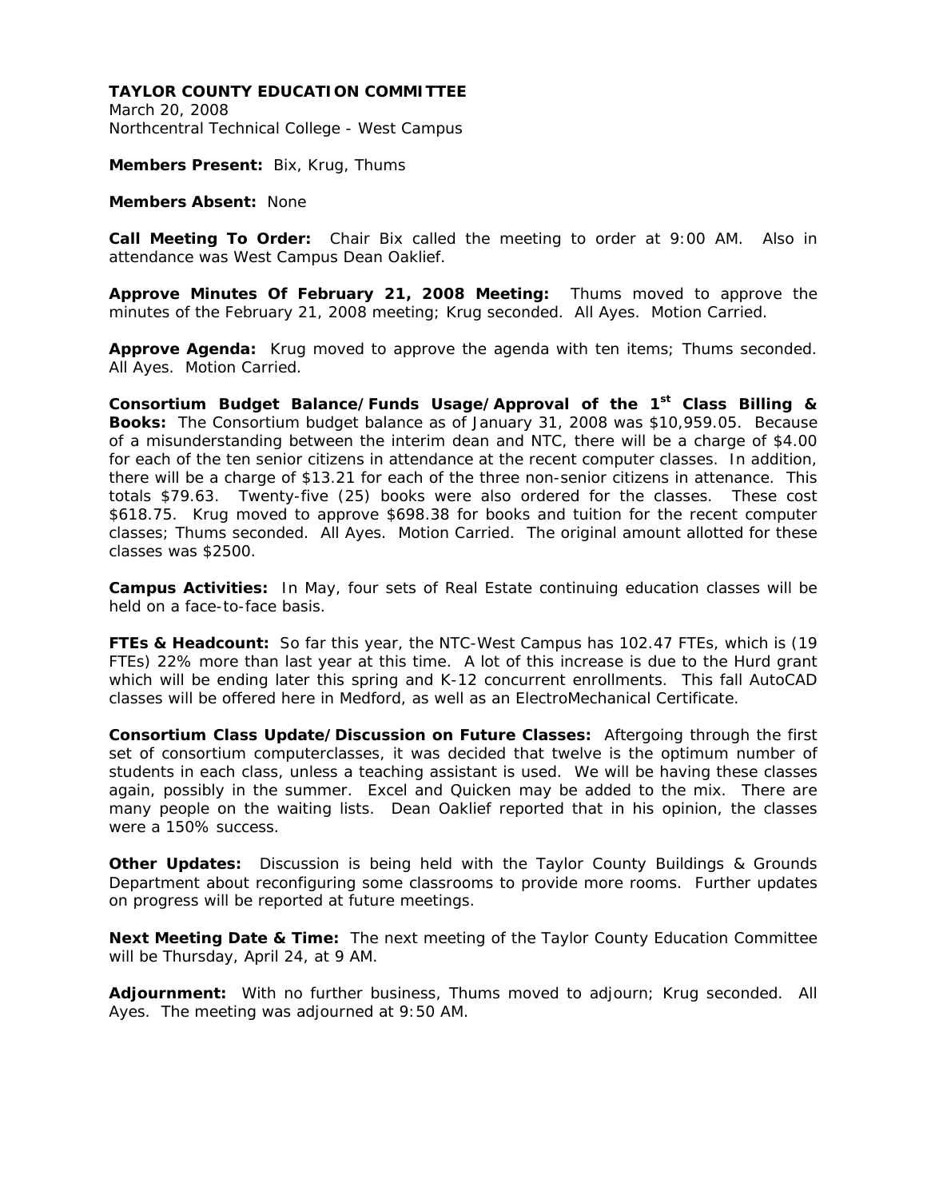**TAYLOR COUNTY EDUCATION COMMITTEE**
March 20, 2008
Northcentral Technical College - West Campus

**Members Present:** Bix, Krug, Thums

**Members Absent:** None

**Call Meeting To Order:** Chair Bix called the meeting to order at 9:00 AM. Also in attendance was West Campus Dean Oaklief.

**Approve Minutes Of February 21, 2008 Meeting:** Thums moved to approve the minutes of the February 21, 2008 meeting; Krug seconded. All Ayes. Motion Carried.

**Approve Agenda:** Krug moved to approve the agenda with ten items; Thums seconded. All Ayes. Motion Carried.

**Consortium Budget Balance/Funds Usage/Approval of the 1st Class Billing & Books:** The Consortium budget balance as of January 31, 2008 was $10,959.05. Because of a misunderstanding between the interim dean and NTC, there will be a charge of $4.00 for each of the ten senior citizens in attendance at the recent computer classes. In addition, there will be a charge of $13.21 for each of the three non-senior citizens in attenance. This totals $79.63. Twenty-five (25) books were also ordered for the classes. These cost $618.75. Krug moved to approve $698.38 for books and tuition for the recent computer classes; Thums seconded. All Ayes. Motion Carried. The original amount allotted for these classes was $2500.

**Campus Activities:** In May, four sets of Real Estate continuing education classes will be held on a face-to-face basis.

**FTEs & Headcount:** So far this year, the NTC-West Campus has 102.47 FTEs, which is (19 FTEs) 22% more than last year at this time. A lot of this increase is due to the Hurd grant which will be ending later this spring and K-12 concurrent enrollments. This fall AutoCAD classes will be offered here in Medford, as well as an ElectroMechanical Certificate.

**Consortium Class Update/Discussion on Future Classes:** Aftergoing through the first set of consortium computerclasses, it was decided that twelve is the optimum number of students in each class, unless a teaching assistant is used. We will be having these classes again, possibly in the summer. Excel and Quicken may be added to the mix. There are many people on the waiting lists. Dean Oaklief reported that in his opinion, the classes were a 150% success.

**Other Updates:** Discussion is being held with the Taylor County Buildings & Grounds Department about reconfiguring some classrooms to provide more rooms. Further updates on progress will be reported at future meetings.

**Next Meeting Date & Time:** The next meeting of the Taylor County Education Committee will be Thursday, April 24, at 9 AM.

**Adjournment:** With no further business, Thums moved to adjourn; Krug seconded. All Ayes. The meeting was adjourned at 9:50 AM.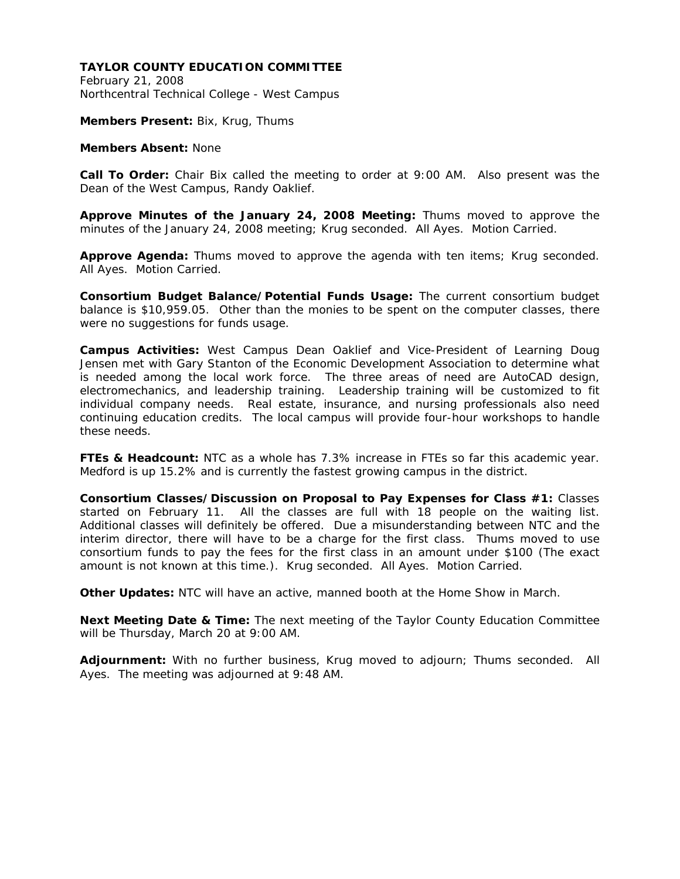**TAYLOR COUNTY EDUCATION COMMITTEE**
February 21, 2008
Northcentral Technical College - West Campus

**Members Present:** Bix, Krug, Thums

**Members Absent:** None

**Call To Order:** Chair Bix called the meeting to order at 9:00 AM. Also present was the Dean of the West Campus, Randy Oaklief.

**Approve Minutes of the January 24, 2008 Meeting:** Thums moved to approve the minutes of the January 24, 2008 meeting; Krug seconded. All Ayes. Motion Carried.

**Approve Agenda:** Thums moved to approve the agenda with ten items; Krug seconded. All Ayes. Motion Carried.

**Consortium Budget Balance/Potential Funds Usage:** The current consortium budget balance is $10,959.05. Other than the monies to be spent on the computer classes, there were no suggestions for funds usage.

**Campus Activities:** West Campus Dean Oaklief and Vice-President of Learning Doug Jensen met with Gary Stanton of the Economic Development Association to determine what is needed among the local work force. The three areas of need are AutoCAD design, electromechanics, and leadership training. Leadership training will be customized to fit individual company needs. Real estate, insurance, and nursing professionals also need continuing education credits. The local campus will provide four-hour workshops to handle these needs.

**FTEs & Headcount:** NTC as a whole has 7.3% increase in FTEs so far this academic year. Medford is up 15.2% and is currently the fastest growing campus in the district.

**Consortium Classes/Discussion on Proposal to Pay Expenses for Class #1:** Classes started on February 11. All the classes are full with 18 people on the waiting list. Additional classes will definitely be offered. Due a misunderstanding between NTC and the interim director, there will have to be a charge for the first class. Thums moved to use consortium funds to pay the fees for the first class in an amount under $100 (The exact amount is not known at this time.). Krug seconded. All Ayes. Motion Carried.

**Other Updates:** NTC will have an active, manned booth at the Home Show in March.

**Next Meeting Date & Time:** The next meeting of the Taylor County Education Committee will be Thursday, March 20 at 9:00 AM.

**Adjournment:** With no further business, Krug moved to adjourn; Thums seconded. All Ayes. The meeting was adjourned at 9:48 AM.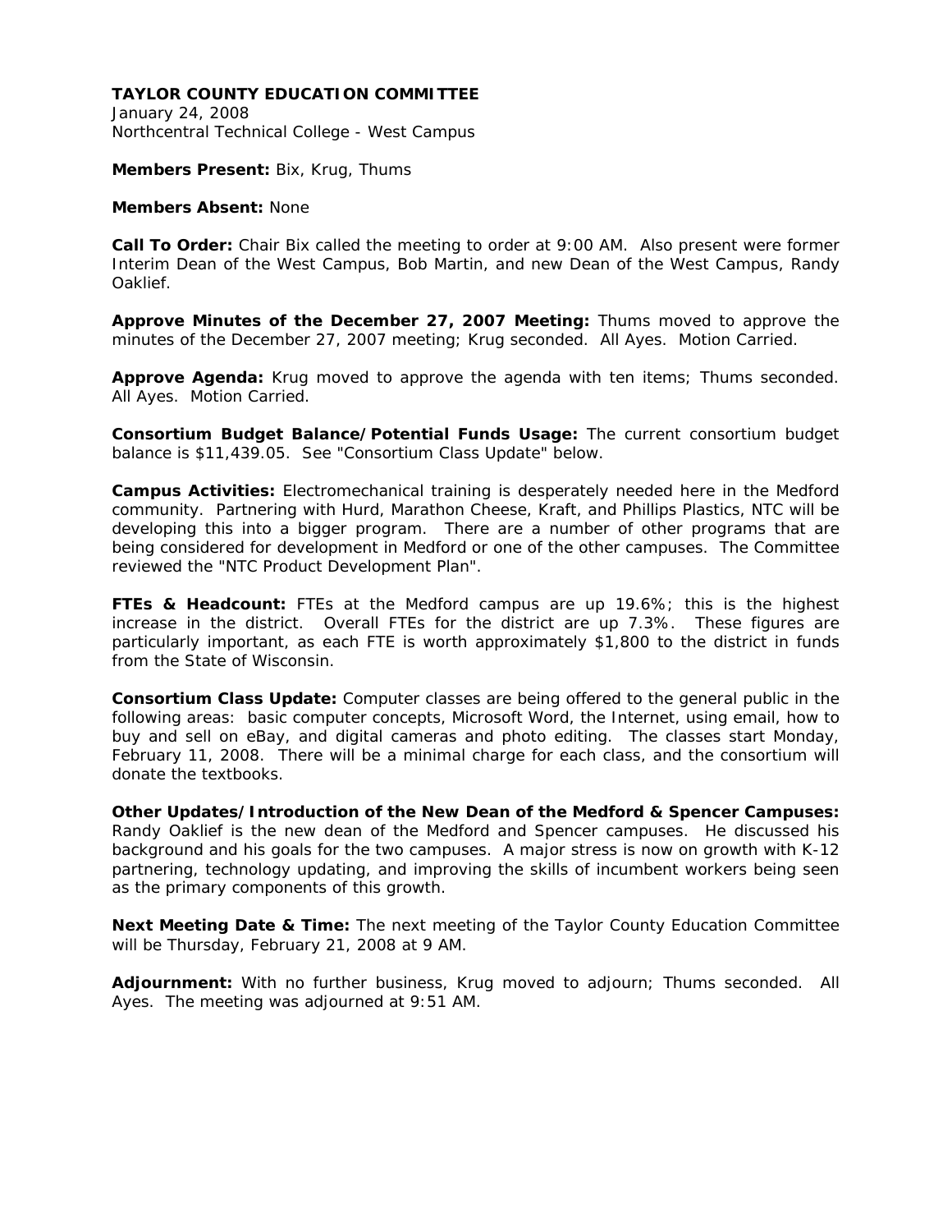**TAYLOR COUNTY EDUCATION COMMITTEE**
January 24, 2008
Northcentral Technical College - West Campus

**Members Present:** Bix, Krug, Thums

**Members Absent:** None

**Call To Order:** Chair Bix called the meeting to order at 9:00 AM. Also present were former Interim Dean of the West Campus, Bob Martin, and new Dean of the West Campus, Randy Oaklief.

**Approve Minutes of the December 27, 2007 Meeting:** Thums moved to approve the minutes of the December 27, 2007 meeting; Krug seconded. All Ayes. Motion Carried.

**Approve Agenda:** Krug moved to approve the agenda with ten items; Thums seconded. All Ayes. Motion Carried.

**Consortium Budget Balance/Potential Funds Usage:** The current consortium budget balance is $11,439.05. See "Consortium Class Update" below.

**Campus Activities:** Electromechanical training is desperately needed here in the Medford community. Partnering with Hurd, Marathon Cheese, Kraft, and Phillips Plastics, NTC will be developing this into a bigger program. There are a number of other programs that are being considered for development in Medford or one of the other campuses. The Committee reviewed the "NTC Product Development Plan".

**FTEs & Headcount:** FTEs at the Medford campus are up 19.6%; this is the highest increase in the district. Overall FTEs for the district are up 7.3%. These figures are particularly important, as each FTE is worth approximately $1,800 to the district in funds from the State of Wisconsin.

**Consortium Class Update:** Computer classes are being offered to the general public in the following areas: basic computer concepts, Microsoft Word, the Internet, using email, how to buy and sell on eBay, and digital cameras and photo editing. The classes start Monday, February 11, 2008. There will be a minimal charge for each class, and the consortium will donate the textbooks.

**Other Updates/Introduction of the New Dean of the Medford & Spencer Campuses:** Randy Oaklief is the new dean of the Medford and Spencer campuses. He discussed his background and his goals for the two campuses. A major stress is now on growth with K-12 partnering, technology updating, and improving the skills of incumbent workers being seen as the primary components of this growth.

**Next Meeting Date & Time:** The next meeting of the Taylor County Education Committee will be Thursday, February 21, 2008 at 9 AM.

**Adjournment:** With no further business, Krug moved to adjourn; Thums seconded. All Ayes. The meeting was adjourned at 9:51 AM.